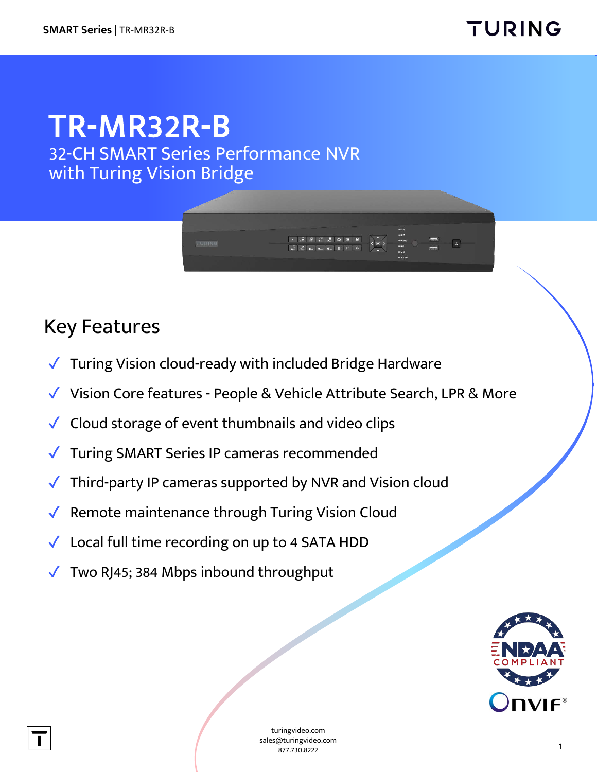# TR-MR32R-B

32-CH SMART Series Performance NVR with Turing Vision Bridge

## Key Features

- ✓ Turing Vision cloud-ready with included Bridge Hardware
- ✓ Vision Core features - People & Vehicle Attribute Search, LPR & More
- ✓ Cloud storage of event thumbnails and video clips
- ✓ Turing SMART Series IP cameras recommended
- ✓ Third-party IP cameras supported by NVR and Vision cloud
- ✓ Remote maintenance through Turing Vision Cloud
- ✓ Local full time recording on up to 4 SATA HDD
- ✓ Two RJ45; 384 Mbps inbound throughput

turingvideo.com
sales@turingvideo.com
877.730.8222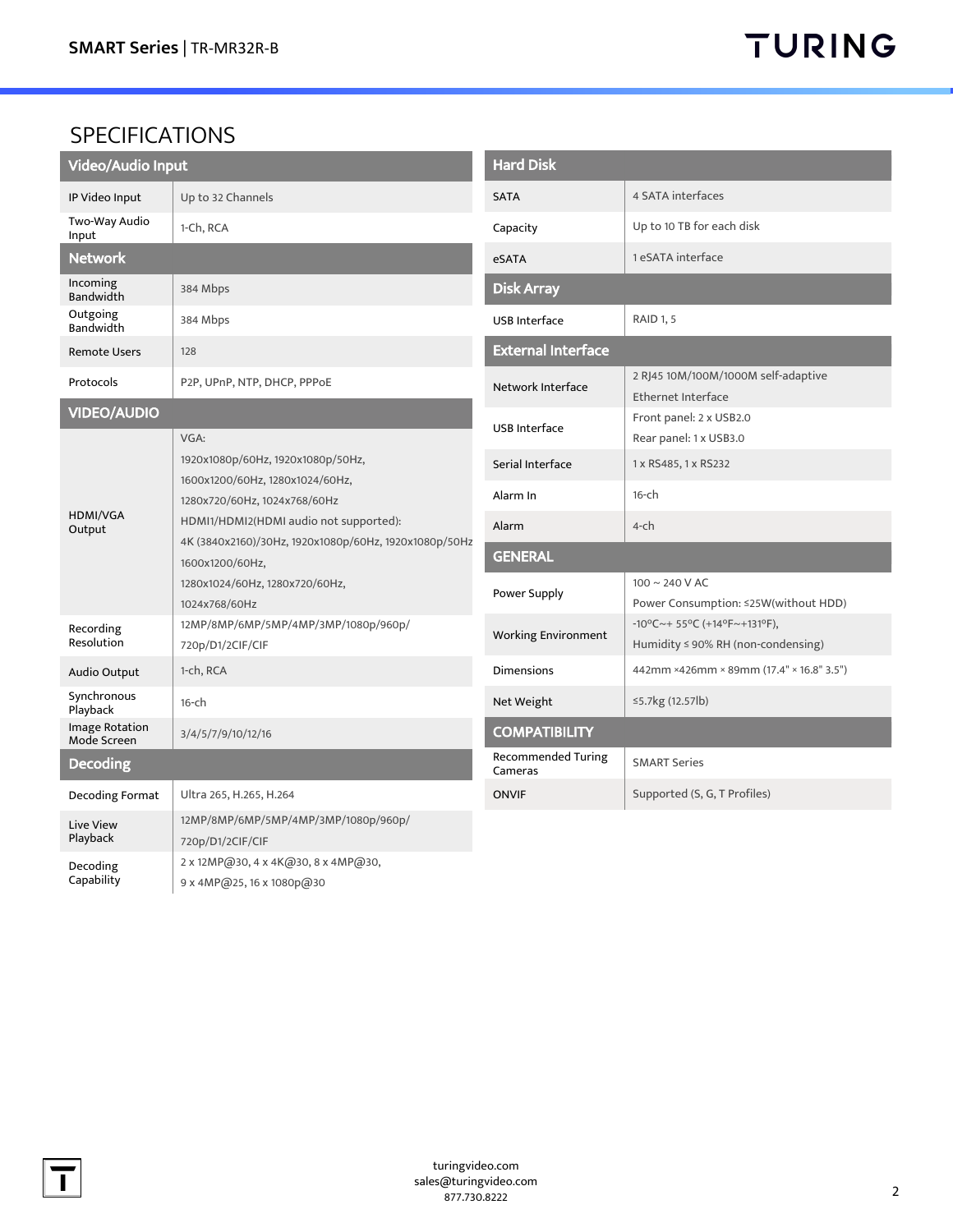## SPECIFICATIONS

| Video/Audio Input | |
|---|---|
| IP Video Input | Up to 32 Channels |
| Two-Way Audio Input | 1-Ch, RCA |
| **Network** | |
| Incoming Bandwidth | 384 Mbps |
| Outgoing Bandwidth | 384 Mbps |
| Remote Users | 128 |
| Protocols | P2P, UPnP, NTP, DHCP, PPPoE |
| **VIDEO/AUDIO** | |
| HDMI/VGA Output | VGA:<br>1920x1080p/60Hz, 1920x1080p/50Hz,<br>1600x1200/60Hz, 1280x1024/60Hz,<br>1280x720/60Hz, 1024x768/60Hz<br>HDMI1/HDMI2(HDMI audio not supported):<br>4K (3840x2160)/30Hz, 1920x1080p/60Hz, 1920x1080p/50Hz<br>1600x1200/60Hz,<br>1280x1024/60Hz, 1280x720/60Hz,<br>1024x768/60Hz |
| Recording Resolution | 12MP/8MP/6MP/5MP/4MP/3MP/1080p/960p/<br>720p/D1/2CIF/CIF |
| Audio Output | 1-ch, RCA |
| Synchronous Playback | 16-ch |
| Image Rotation Mode Screen | 3/4/5/7/9/10/12/16 |
| **Decoding** | |
| Decoding Format | Ultra 265, H.265, H.264 |
| Live View Playback | 12MP/8MP/6MP/5MP/4MP/3MP/1080p/960p/<br>720p/D1/2CIF/CIF |
| Decoding Capability | 2 x 12MP@30, 4 x 4K@30, 8 x 4MP@30,<br>9 x 4MP@25, 16 x 1080p@30 |

| Hard Disk | |
|---|---|
| SATA | 4 SATA interfaces |
| Capacity | Up to 10 TB for each disk |
| eSATA | 1 eSATA interface |
| **Disk Array** | |
| USB Interface | RAID 1, 5 |
| **External Interface** | |
| Network Interface | 2 RJ45 10M/100M/1000M self-adaptive<br>Ethernet Interface |
| USB Interface | Front panel: 2 x USB2.0<br>Rear panel: 1 x USB3.0 |
| Serial Interface | 1 x RS485, 1 x RS232 |
| Alarm In | 16-ch |
| Alarm | 4-ch |
| **GENERAL** | |
| Power Supply | 100 ~ 240 V AC<br>Power Consumption: ≤25W(without HDD) |
| Working Environment | -10°C~+ 55°C (+14°F~+131°F),<br>Humidity ≤ 90% RH (non-condensing) |
| Dimensions | 442mm ×426mm × 89mm (17.4" × 16.8" 3.5") |
| Net Weight | ≤5.7kg (12.57lb) |
| **COMPATIBILITY** | |
| Recommended Turing Cameras | SMART Series |
| ONVIF | Supported (S, G, T Profiles) |

turingvideo.com
sales@turingvideo.com
877.730.8222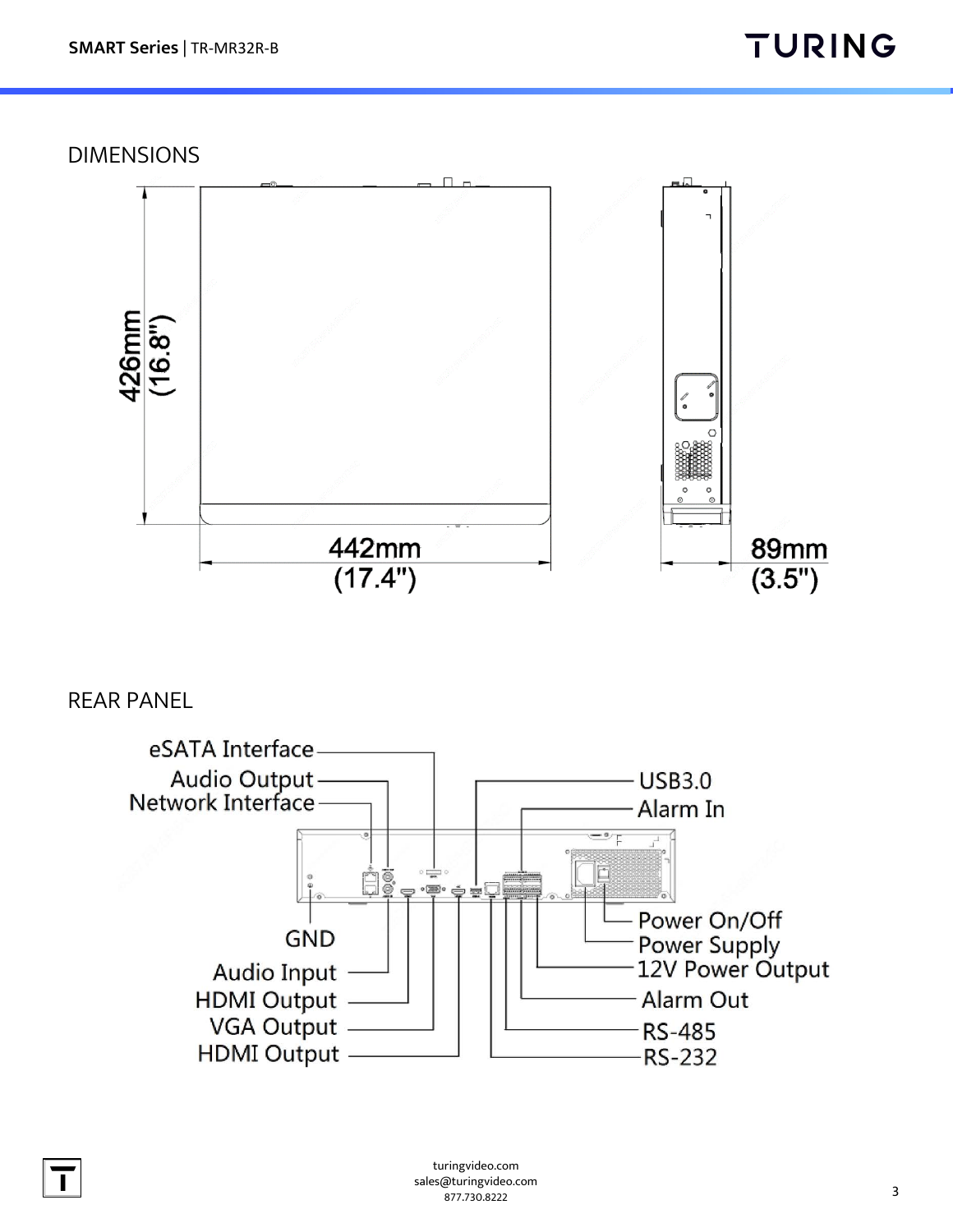## DIMENSIONS

426mm
(16.8")

442mm
(17.4")

89mm
(3.5")

## REAR PANEL

eSATA Interface
Audio Output
Network Interface
GND
Audio Input
HDMI Output
VGA Output
HDMI Output

USB3.0
Alarm In
Power On/Off
Power Supply
12V Power Output
Alarm Out
RS-485
RS-232

turingvideo.com
sales@turingvideo.com
877.730.8222